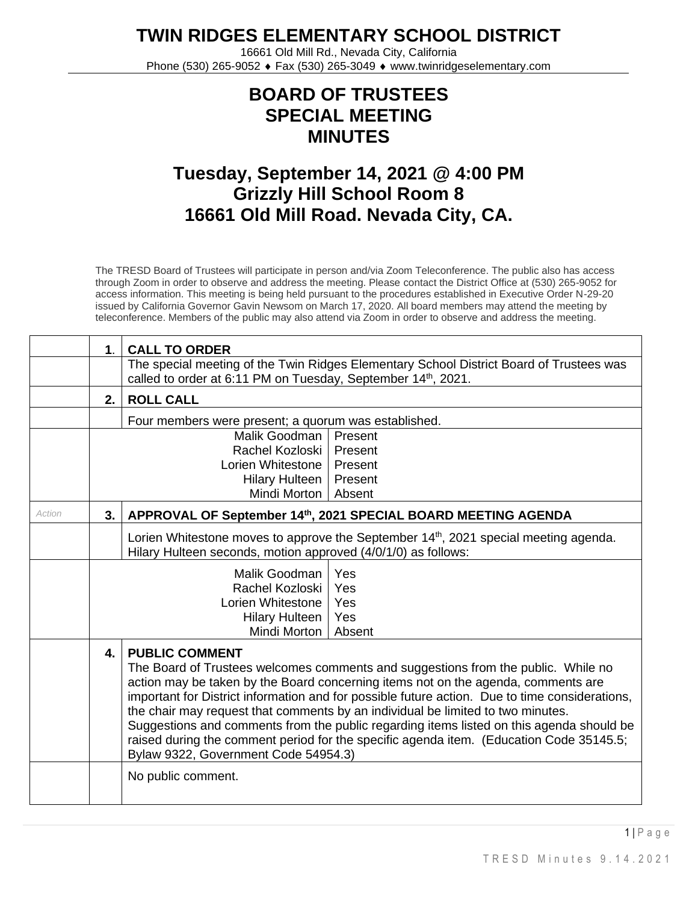# TWIN RIDGES ELEMENTARY SCHOOL DISTRICT

16661 Old Mill Rd., Nevada City, California
Phone (530) 265-9052 ♦ Fax (530) 265-3049 ♦ www.twinridgeselementary.com

## BOARD OF TRUSTEES SPECIAL MEETING MINUTES

## Tuesday, September 14, 2021 @ 4:00 PM
## Grizzly Hill School Room 8
## 16661 Old Mill Road. Nevada City, CA.

The TRESD Board of Trustees will participate in person and/via Zoom Teleconference. The public also has access through Zoom in order to observe and address the meeting. Please contact the District Office at (530) 265-9052 for access information. This meeting is being held pursuant to the procedures established in Executive Order N-29-20 issued by California Governor Gavin Newsom on March 17, 2020. All board members may attend the meeting by teleconference. Members of the public may also attend via Zoom in order to observe and address the meeting.

| | | |
|---|---|---|
| | **1**. | **CALL TO ORDER** |
| | | The special meeting of the Twin Ridges Elementary School District Board of Trustees was called to order at 6:11 PM on Tuesday, September 14th, 2021. |
| | **2.** | **ROLL CALL** |
| | | Four members were present; a quorum was established. |
| | | Malik Goodman – Present<br>Rachel Kozloski – Present<br>Lorien Whitestone – Present<br>Hilary Hulteen – Present<br>Mindi Morton – Absent |
| *Action* | **3.** | **APPROVAL OF September 14th, 2021 SPECIAL BOARD MEETING AGENDA** |
| | | Lorien Whitestone moves to approve the September 14th, 2021 special meeting agenda. Hilary Hulteen seconds, motion approved (4/0/1/0) as follows: |
| | | Malik Goodman – Yes<br>Rachel Kozloski – Yes<br>Lorien Whitestone – Yes<br>Hilary Hulteen – Yes<br>Mindi Morton – Absent |
| | **4.** | **PUBLIC COMMENT**<br>The Board of Trustees welcomes comments and suggestions from the public. While no action may be taken by the Board concerning items not on the agenda, comments are important for District information and for possible future action. Due to time considerations, the chair may request that comments by an individual be limited to two minutes. Suggestions and comments from the public regarding items listed on this agenda should be raised during the comment period for the specific agenda item. (Education Code 35145.5; Bylaw 9322, Government Code 54954.3) |
| | | No public comment. |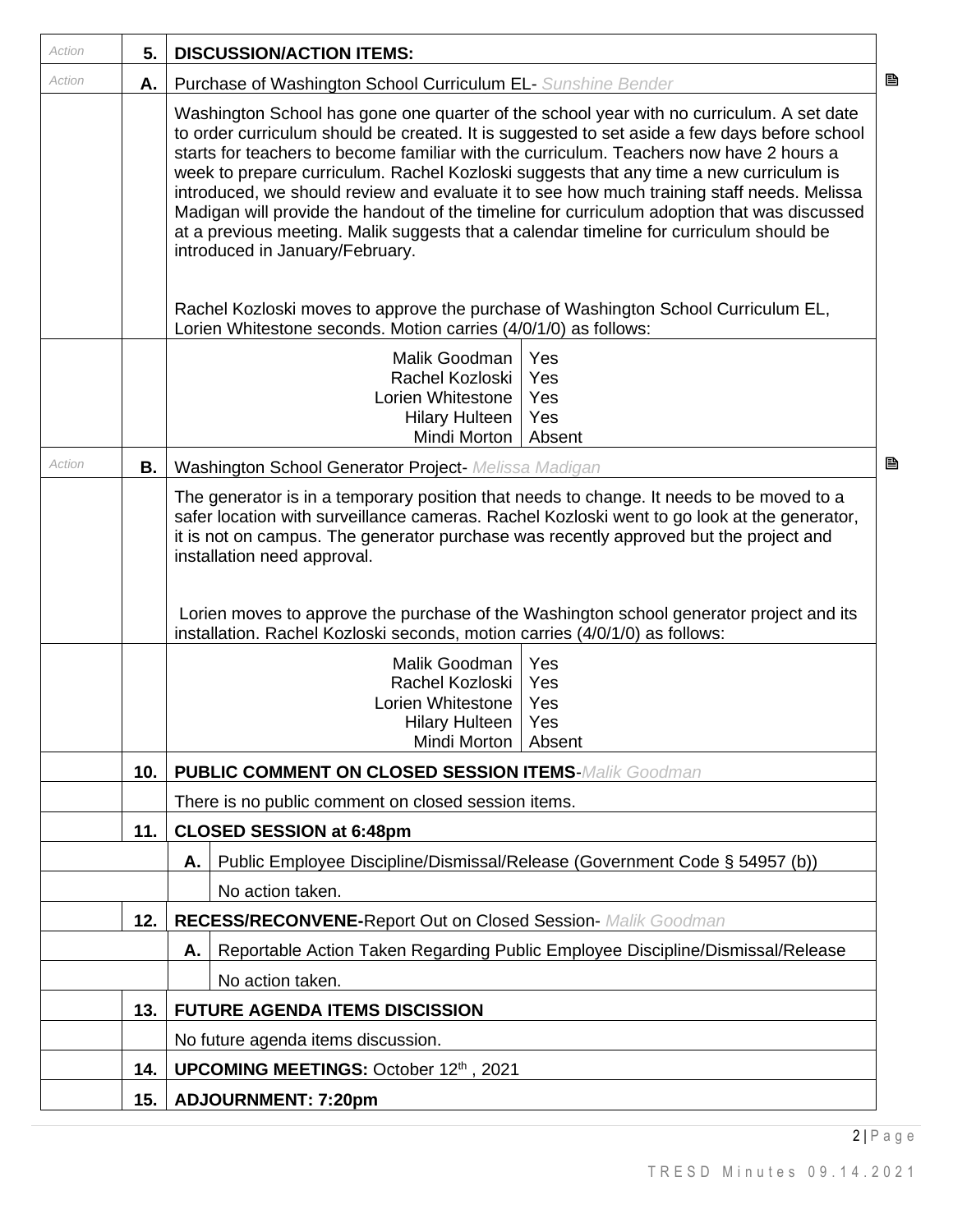| | | |
|---|---|---|
| *Action* | **5.** | **DISCUSSION/ACTION ITEMS:** |
| *Action* | **A.** | Purchase of Washington School Curriculum EL- *Sunshine Bender* |
| | | Washington School has gone one quarter of the school year with no curriculum. A set date to order curriculum should be created. It is suggested to set aside a few days before school starts for teachers to become familiar with the curriculum. Teachers now have 2 hours a week to prepare curriculum. Rachel Kozloski suggests that any time a new curriculum is introduced, we should review and evaluate it to see how much training staff needs. Melissa Madigan will provide the handout of the timeline for curriculum adoption that was discussed at a previous meeting. Malik suggests that a calendar timeline for curriculum should be introduced in January/February.<br><br>Rachel Kozloski moves to approve the purchase of Washington School Curriculum EL, Lorien Whitestone seconds. Motion carries (4/0/1/0) as follows: |
| | | Malik Goodman: Yes<br>Rachel Kozloski: Yes<br>Lorien Whitestone: Yes<br>Hilary Hulteen: Yes<br>Mindi Morton: Absent |
| *Action* | **B.** | Washington School Generator Project- *Melissa Madigan* |
| | | The generator is in a temporary position that needs to change. It needs to be moved to a safer location with surveillance cameras. Rachel Kozloski went to go look at the generator, it is not on campus. The generator purchase was recently approved but the project and installation need approval.<br><br>Lorien moves to approve the purchase of the Washington school generator project and its installation. Rachel Kozloski seconds, motion carries (4/0/1/0) as follows: |
| | | Malik Goodman: Yes<br>Rachel Kozloski: Yes<br>Lorien Whitestone: Yes<br>Hilary Hulteen: Yes<br>Mindi Morton: Absent |
| | **10.** | **PUBLIC COMMENT ON CLOSED SESSION ITEMS**-*Malik Goodman* |
| | | There is no public comment on closed session items. |
| | **11.** | **CLOSED SESSION at 6:48pm** |
| | **A.** | Public Employee Discipline/Dismissal/Release (Government Code § 54957 (b)) |
| | | No action taken. |
| | **12.** | **RECESS/RECONVENE-**Report Out on Closed Session- *Malik Goodman* |
| | **A.** | Reportable Action Taken Regarding Public Employee Discipline/Dismissal/Release |
| | | No action taken. |
| | **13.** | **FUTURE AGENDA ITEMS DISCISSION** |
| | | No future agenda items discussion. |
| | **14.** | **UPCOMING MEETINGS:** October 12th , 2021 |
| | **15.** | **ADJOURNMENT: 7:20pm** |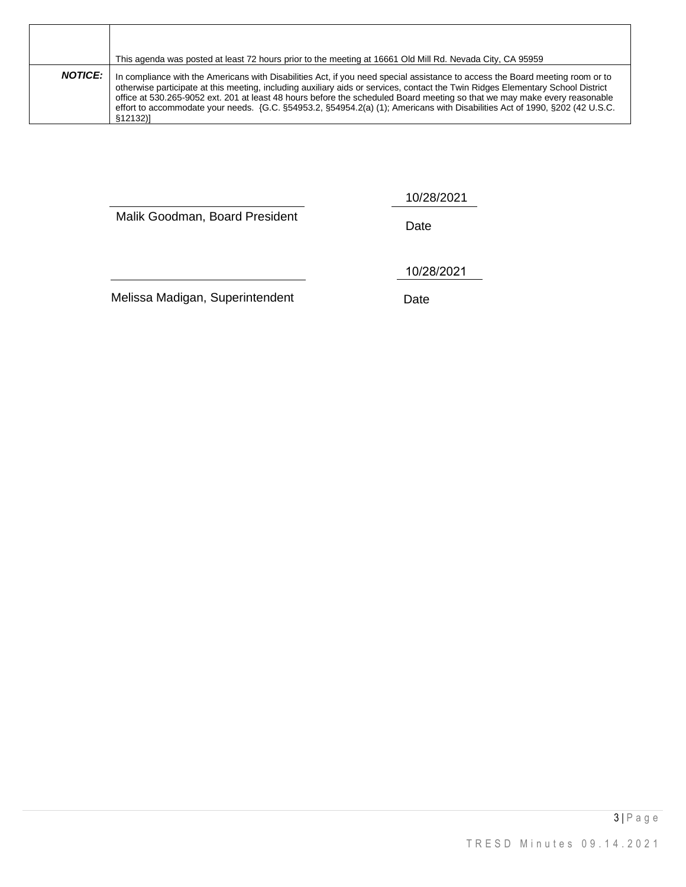| | |
|---|---|
| | This agenda was posted at least 72 hours prior to the meeting at 16661 Old Mill Rd. Nevada City, CA 95959 |
| ***NOTICE:*** | In compliance with the Americans with Disabilities Act, if you need special assistance to access the Board meeting room or to otherwise participate at this meeting, including auxiliary aids or services, contact the Twin Ridges Elementary School District office at 530.265-9052 ext. 201 at least 48 hours before the scheduled Board meeting so that we may make every reasonable effort to accommodate your needs. {G.C. §54953.2, §54954.2(a) (1); Americans with Disabilities Act of 1990, §202 (42 U.S.C. §12132)] |

\_\_\_\_\_\_\_\_\_\_\_\_\_\_\_\_\_\_\_\_\_\_\_\_\_\_\_\_\_\_ 10/28/2021

Malik Goodman, Board President Date

\_\_\_\_\_\_\_\_\_\_\_\_\_\_\_\_\_\_\_\_\_\_\_\_\_\_\_\_\_\_ 10/28/2021

Melissa Madigan, Superintendent Date